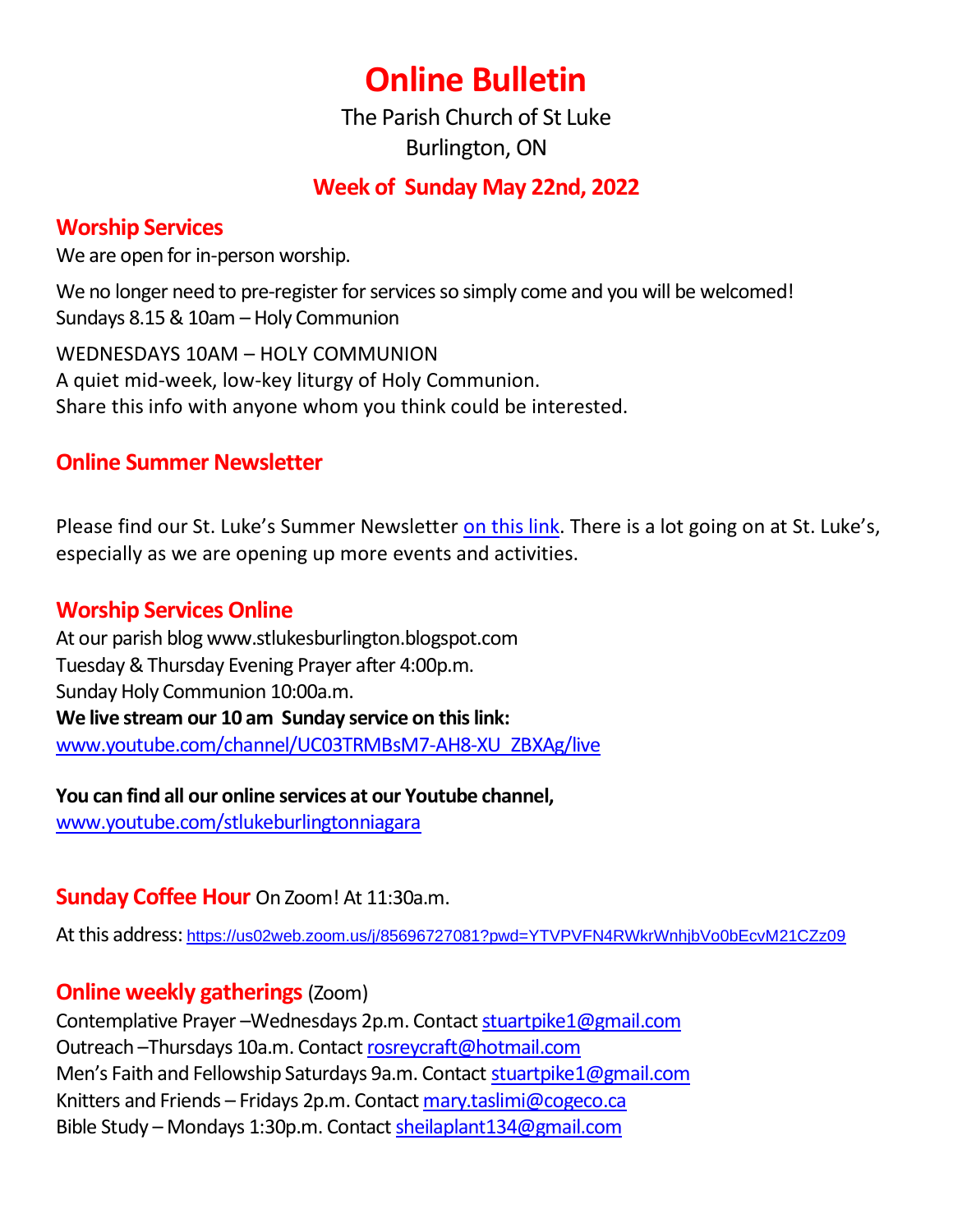# Online Bulletin

The Parish Church of St Luke
Burlington, ON

## Week of Sunday May 22nd, 2022

## Worship Services

We are open for in-person worship.

We no longer need to pre-register for services so simply come and you will be welcomed!
Sundays 8.15 & 10am – Holy Communion

WEDNESDAYS 10AM – HOLY COMMUNION
A quiet mid-week, low-key liturgy of Holy Communion.
Share this info with anyone whom you think could be interested.

## Online Summer Newsletter

Please find our St. Luke's Summer Newsletter on this link. There is a lot going on at St. Luke's, especially as we are opening up more events and activities.

## Worship Services Online

At our parish blog www.stlukesburlington.blogspot.com
Tuesday & Thursday Evening Prayer after 4:00p.m.
Sunday Holy Communion 10:00a.m.
**We live stream our 10 am Sunday service on this link:**
www.youtube.com/channel/UC03TRMBsM7-AH8-XU_ZBXAg/live

**You can find all our online services at our Youtube channel,**
www.youtube.com/stlukeburlingtonniagara

## Sunday Coffee Hour On Zoom! At 11:30a.m.

At this address: https://us02web.zoom.us/j/85696727081?pwd=YTVPVFN4RWkrWnhjbVo0bEcvM21CZz09

## Online weekly gatherings (Zoom)

Contemplative Prayer –Wednesdays 2p.m. Contact stuartpike1@gmail.com
Outreach –Thursdays 10a.m. Contact rosreycraft@hotmail.com
Men's Faith and Fellowship Saturdays 9a.m. Contact stuartpike1@gmail.com
Knitters and Friends – Fridays 2p.m. Contact mary.taslimi@cogeco.ca
Bible Study – Mondays 1:30p.m. Contact sheilaplant134@gmail.com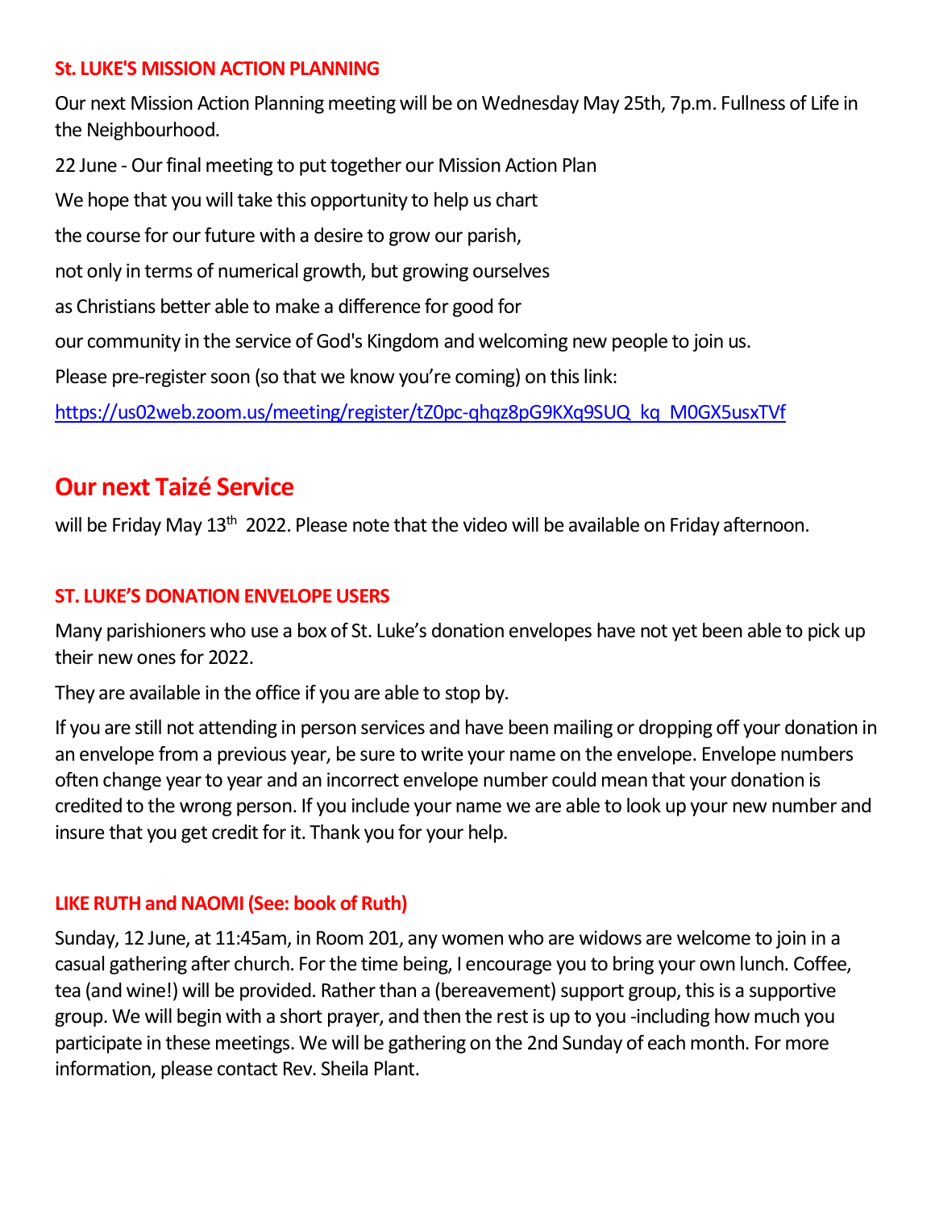### St. LUKE'S MISSION ACTION PLANNING

Our next Mission Action Planning meeting will be on Wednesday May 25th, 7p.m. Fullness of Life in the Neighbourhood.

22 June - Our final meeting to put together our Mission Action Plan

We hope that you will take this opportunity to help us chart

the course for our future with a desire to grow our parish,

not only in terms of numerical growth, but growing ourselves

as Christians better able to make a difference for good for

our community in the service of God's Kingdom and welcoming new people to join us.

Please pre-register soon (so that we know you're coming) on this link:

https://us02web.zoom.us/meeting/register/tZ0pc-qhqz8pG9KXq9SUQ_kq_M0GX5usxTVf

## Our next Taizé Service

will be Friday May 13th 2022. Please note that the video will be available on Friday afternoon.

### ST. LUKE'S DONATION ENVELOPE USERS

Many parishioners who use a box of St. Luke's donation envelopes have not yet been able to pick up their new ones for 2022.

They are available in the office if you are able to stop by.

If you are still not attending in person services and have been mailing or dropping off your donation in an envelope from a previous year, be sure to write your name on the envelope. Envelope numbers often change year to year and an incorrect envelope number could mean that your donation is credited to the wrong person. If you include your name we are able to look up your new number and insure that you get credit for it. Thank you for your help.

### LIKE RUTH and NAOMI (See: book of Ruth)

Sunday, 12 June, at 11:45am, in Room 201, any women who are widows are welcome to join in a casual gathering after church. For the time being, I encourage you to bring your own lunch. Coffee, tea (and wine!) will be provided. Rather than a (bereavement) support group, this is a supportive group. We will begin with a short prayer, and then the rest is up to you -including how much you participate in these meetings. We will be gathering on the 2nd Sunday of each month. For more information, please contact Rev. Sheila Plant.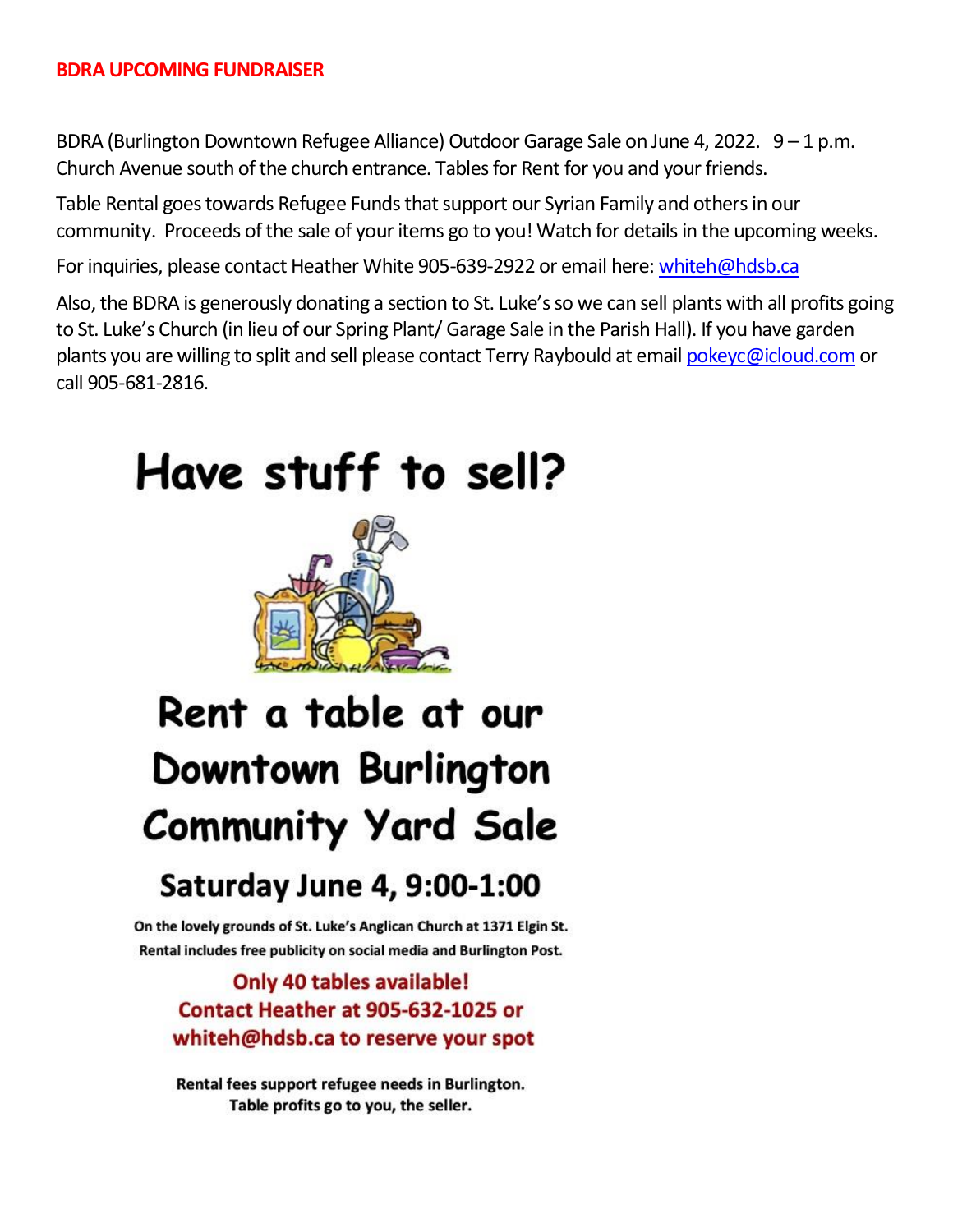## BDRA UPCOMING FUNDRAISER

BDRA (Burlington Downtown Refugee Alliance) Outdoor Garage Sale on June 4, 2022. 9 – 1 p.m. Church Avenue south of the church entrance. Tables for Rent for you and your friends.

Table Rental goes towards Refugee Funds that support our Syrian Family and others in our community. Proceeds of the sale of your items go to you! Watch for details in the upcoming weeks.

For inquiries, please contact Heather White 905-639-2922 or email here: whiteh@hdsb.ca

Also, the BDRA is generously donating a section to St. Luke's so we can sell plants with all profits going to St. Luke's Church (in lieu of our Spring Plant/ Garage Sale in the Parish Hall). If you have garden plants you are willing to split and sell please contact Terry Raybould at email pokeyc@icloud.com or call 905-681-2816.

# Have stuff to sell?

# Rent a table at our Downtown Burlington Community Yard Sale

## Saturday June 4, 9:00-1:00

**On the lovely grounds of St. Luke's Anglican Church at 1371 Elgin St.**
**Rental includes free publicity on social media and Burlington Post.**

**Only 40 tables available!**
**Contact Heather at 905-632-1025 or whiteh@hdsb.ca to reserve your spot**

**Rental fees support refugee needs in Burlington.**
**Table profits go to you, the seller.**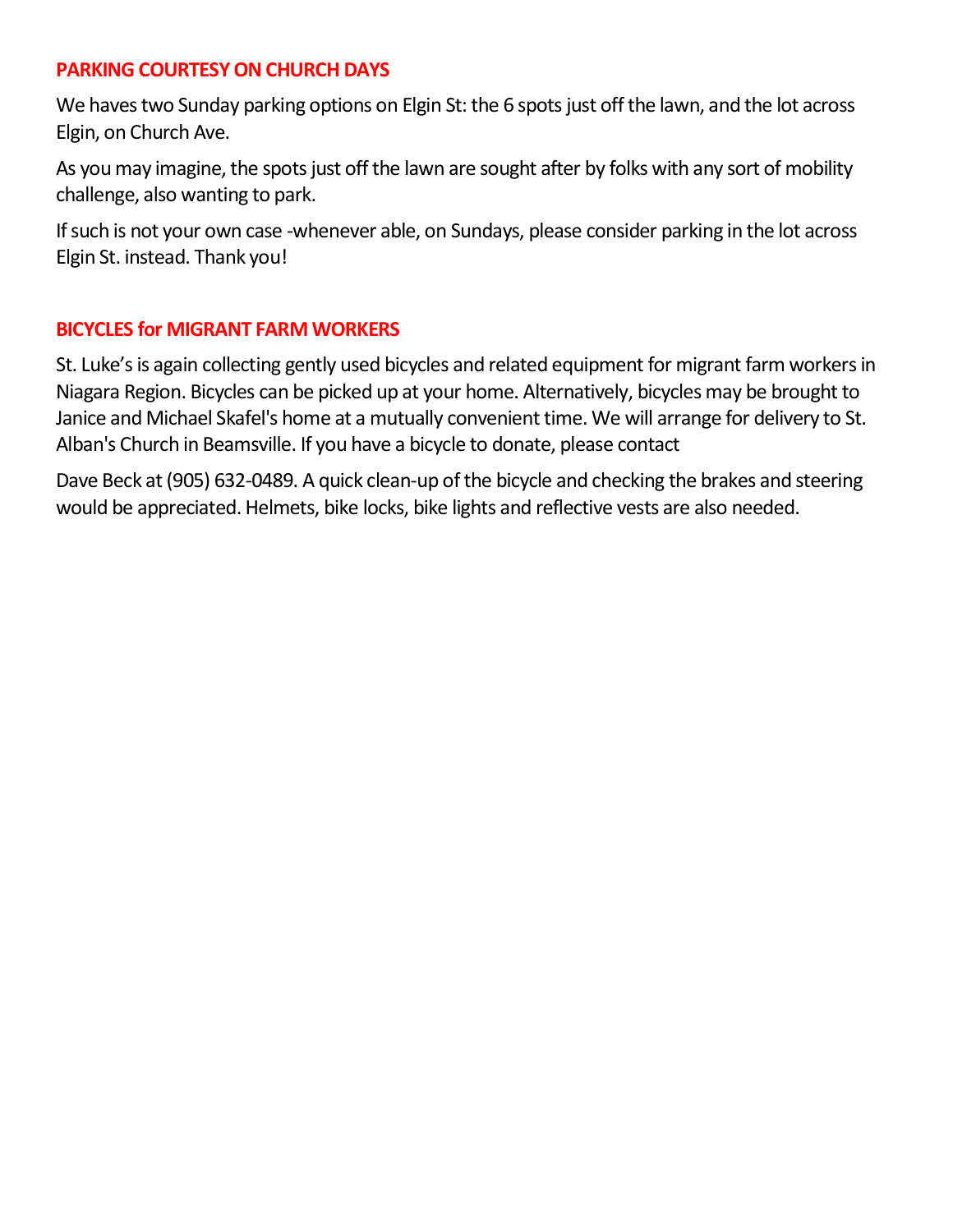## PARKING COURTESY ON CHURCH DAYS

We haves two Sunday parking options on Elgin St: the 6 spots just off the lawn, and the lot across Elgin, on Church Ave.

As you may imagine, the spots just off the lawn are sought after by folks with any sort of mobility challenge, also wanting to park.

If such is not your own case -whenever able, on Sundays, please consider parking in the lot across Elgin St. instead. Thank you!

## BICYCLES for MIGRANT FARM WORKERS

St. Luke's is again collecting gently used bicycles and related equipment for migrant farm workers in Niagara Region. Bicycles can be picked up at your home. Alternatively, bicycles may be brought to Janice and Michael Skafel's home at a mutually convenient time. We will arrange for delivery to St. Alban's Church in Beamsville. If you have a bicycle to donate, please contact

Dave Beck at (905) 632-0489. A quick clean-up of the bicycle and checking the brakes and steering would be appreciated. Helmets, bike locks, bike lights and reflective vests are also needed.